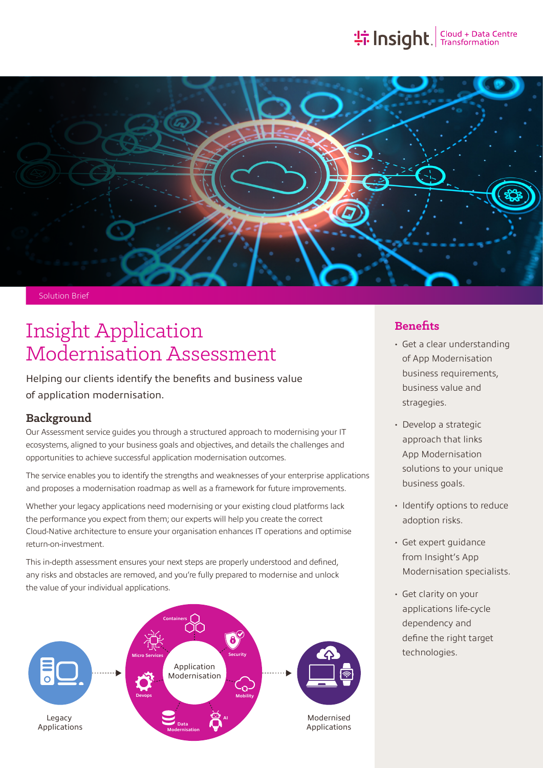Solution Brief

# Insight Application Modernisation Assessment

Helping our clients identify the benefits and business value of application modernisation.

## Background

Our Assessment service guides you through a structured approach to modernising your IT ecosystems, aligned to your business goals and objectives, and details the challenges and opportunities to achieve successful application modernisation outcomes.

The service enables you to identify the strengths and weaknesses of your enterprise applications and proposes a modernisation roadmap as well as a framework for future improvements.

Whether your legacy applications need modernising or your existing cloud platforms lack the performance you expect from them; our experts will help you create the correct Cloud-Native architecture to ensure your organisation enhances IT operations and optimise return-on-investment.

This in-depth assessment ensures your next steps are properly understood and defined, any risks and obstacles are removed, and you're fully prepared to modernise and unlock the value of your individual applications.

Legacy Applications → Application Modernisation (Containers, Security, Mobility, AI, Data Modernisation, Devops, Micro Services) → Modernised Applications

## Benefits

- Get a clear understanding of App Modernisation business requirements, business value and stragegies.
- Develop a strategic approach that links App Modernisation solutions to your unique business goals.
- Identify options to reduce adoption risks.
- Get expert guidance from Insight's App Modernisation specialists.
- Get clarity on your applications life-cycle dependency and define the right target technologies.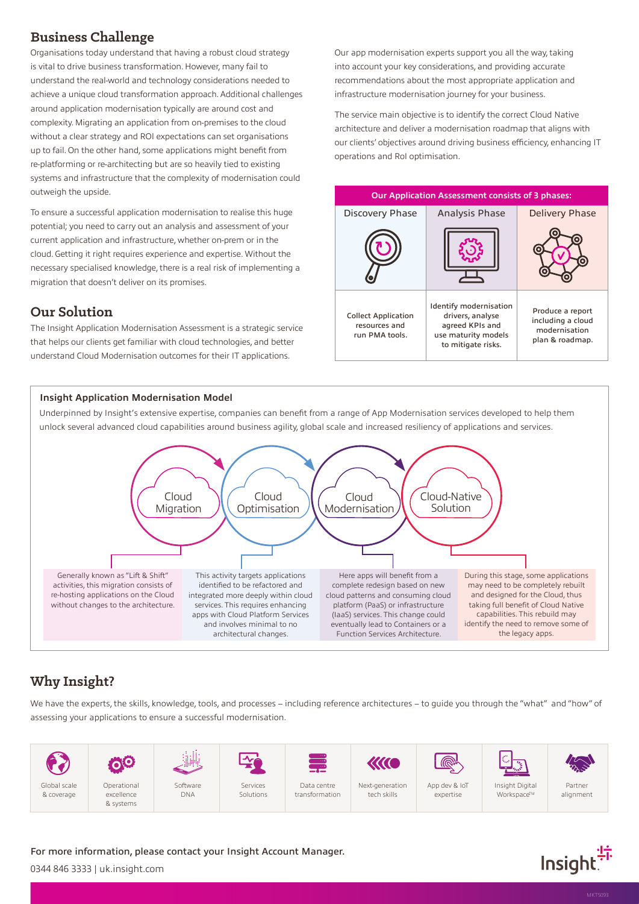## Business Challenge

Organisations today understand that having a robust cloud strategy is vital to drive business transformation. However, many fail to understand the real-world and technology considerations needed to achieve a unique cloud transformation approach. Additional challenges around application modernisation typically are around cost and complexity. Migrating an application from on-premises to the cloud without a clear strategy and ROI expectations can set organisations up to fail. On the other hand, some applications might benefit from re-platforming or re-architecting but are so heavily tied to existing systems and infrastructure that the complexity of modernisation could outweigh the upside.

To ensure a successful application modernisation to realise this huge potential; you need to carry out an analysis and assessment of your current application and infrastructure, whether on-prem or in the cloud. Getting it right requires experience and expertise. Without the necessary specialised knowledge, there is a real risk of implementing a migration that doesn't deliver on its promises.

## Our Solution

The Insight Application Modernisation Assessment is a strategic service that helps our clients get familiar with cloud technologies, and better understand Cloud Modernisation outcomes for their IT applications.

Our app modernisation experts support you all the way, taking into account your key considerations, and providing accurate recommendations about the most appropriate application and infrastructure modernisation journey for your business.

The service main objective is to identify the correct Cloud Native architecture and deliver a modernisation roadmap that aligns with our clients' objectives around driving business efficiency, enhancing IT operations and RoI optimisation.

**Our Application Assessment consists of 3 phases:**

| Discovery Phase | Analysis Phase | Delivery Phase |
|---|---|---|
| Collect Application resources and run PMA tools. | Identify modernisation drivers, analyse agreed KPIs and use maturity models to mitigate risks. | Produce a report including a cloud modernisation plan & roadmap. |

### Insight Application Modernisation Model

Underpinned by Insight's extensive expertise, companies can benefit from a range of App Modernisation services developed to help them unlock several advanced cloud capabilities around business agility, global scale and increased resiliency of applications and services.

Cloud Migration

Cloud Optimisation

Cloud Modernisation

Cloud-Native Solution

| Cloud Migration | Cloud Optimisation | Cloud Modernisation | Cloud-Native Solution |
|---|---|---|---|
| Generally known as "Lift & Shift" activities, this migration consists of re-hosting applications on the Cloud without changes to the architecture. | This activity targets applications identified to be refactored and integrated more deeply within cloud services. This requires enhancing apps with Cloud Platform Services and involves minimal to no architectural changes. | Here apps will benefit from a complete redesign based on new cloud patterns and consuming cloud platform (PaaS) or infrastructure (IaaS) services. This change could eventually lead to Containers or a Function Services Architecture. | During this stage, some applications may need to be completely rebuilt and designed for the Cloud, thus taking full benefit of Cloud Native capabilities. This rebuild may identify the need to remove some of the legacy apps. |

## Why Insight?

We have the experts, the skills, knowledge, tools, and processes – including reference architectures – to guide you through the "what" and "how" of assessing your applications to ensure a successful modernisation.

- Global scale & coverage
- Operational excellence & systems
- Software DNA
- Services Solutions
- Data centre transformation
- Next-generation tech skills
- App dev & IoT expertise
- Insight Digital Workspace™
- Partner alignment

For more information, please contact your Insight Account Manager.

0344 846 3333 | uk.insight.com

Insight

MKT5093